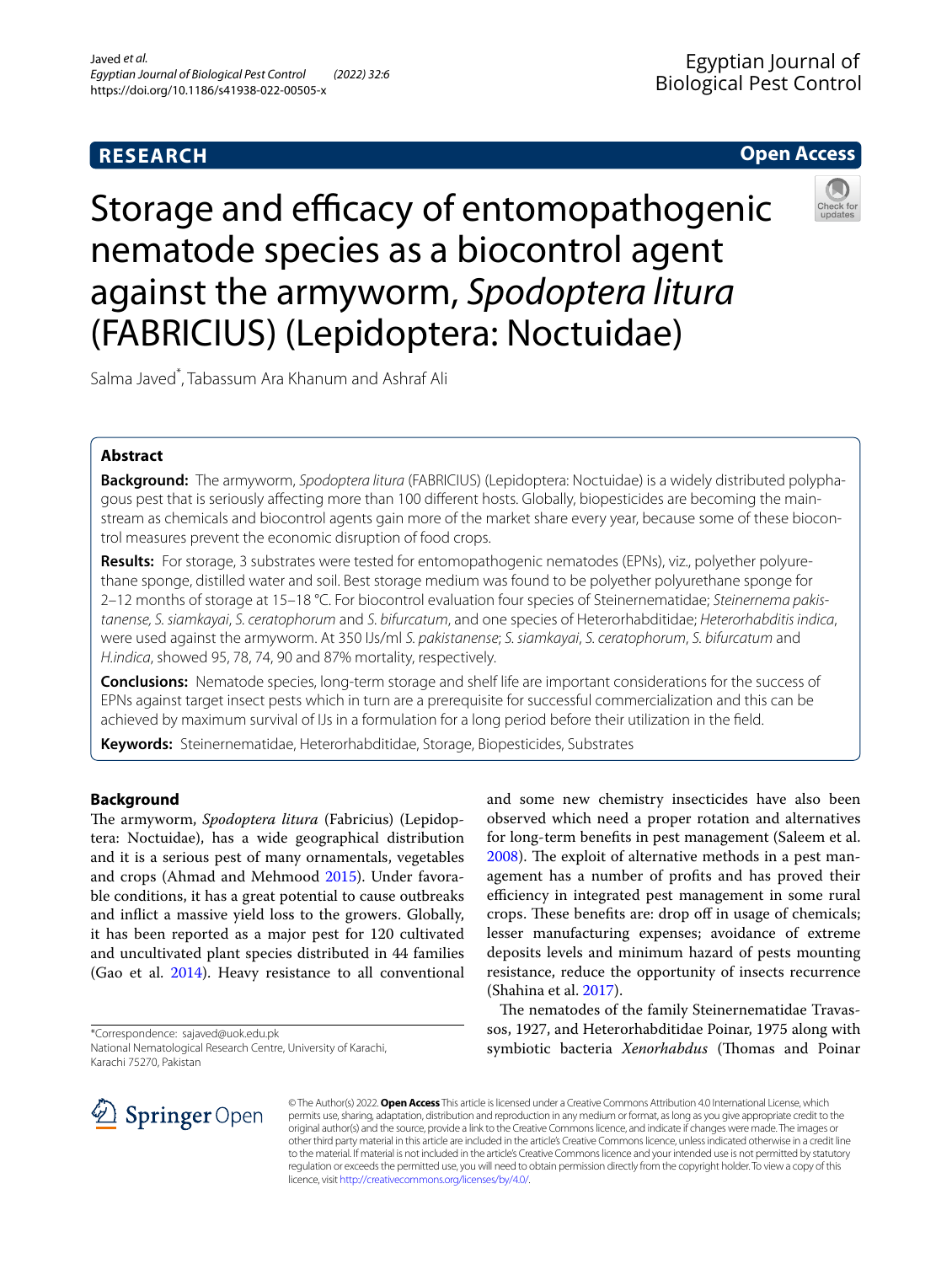RESEARCH

Open Access

# Storage and efficacy of entomopathogenic nematode species as a biocontrol agent against the armyworm, *Spodoptera litura* (FABRICIUS) (Lepidoptera: Noctuidae)

Salma Javed*, Tabassum Ara Khanum and Ashraf Ali

## Abstract

**Background:** The armyworm, *Spodoptera litura* (FABRICIUS) (Lepidoptera: Noctuidae) is a widely distributed polyphagous pest that is seriously affecting more than 100 different hosts. Globally, biopesticides are becoming the mainstream as chemicals and biocontrol agents gain more of the market share every year, because some of these biocontrol measures prevent the economic disruption of food crops.

**Results:** For storage, 3 substrates were tested for entomopathogenic nematodes (EPNs), viz., polyether polyurethane sponge, distilled water and soil. Best storage medium was found to be polyether polyurethane sponge for 2–12 months of storage at 15–18 °C. For biocontrol evaluation four species of Steinernematidae; *Steinernema pakistanense, S. siamkayai, S. ceratophorum* and *S. bifurcatum*, and one species of Heterorhabditidae; *Heterorhabditis indica*, were used against the armyworm. At 350 IJs/ml *S. pakistanense*; *S. siamkayai*, *S. ceratophorum*, *S. bifurcatum* and *H.indica*, showed 95, 78, 74, 90 and 87% mortality, respectively.

**Conclusions:** Nematode species, long-term storage and shelf life are important considerations for the success of EPNs against target insect pests which in turn are a prerequisite for successful commercialization and this can be achieved by maximum survival of IJs in a formulation for a long period before their utilization in the field.

**Keywords:** Steinernematidae, Heterorhabditidae, Storage, Biopesticides, Substrates

## Background

The armyworm, *Spodoptera litura* (Fabricius) (Lepidoptera: Noctuidae), has a wide geographical distribution and it is a serious pest of many ornamentals, vegetables and crops (Ahmad and Mehmood 2015). Under favorable conditions, it has a great potential to cause outbreaks and inflict a massive yield loss to the growers. Globally, it has been reported as a major pest for 120 cultivated and uncultivated plant species distributed in 44 families (Gao et al. 2014). Heavy resistance to all conventional and some new chemistry insecticides have also been observed which need a proper rotation and alternatives for long-term benefits in pest management (Saleem et al. 2008). The exploit of alternative methods in a pest management has a number of profits and has proved their efficiency in integrated pest management in some rural crops. These benefits are: drop off in usage of chemicals; lesser manufacturing expenses; avoidance of extreme deposits levels and minimum hazard of pests mounting resistance, reduce the opportunity of insects recurrence (Shahina et al. 2017).

The nematodes of the family Steinernematidae Travassos, 1927, and Heterorhabditidae Poinar, 1975 along with symbiotic bacteria *Xenorhabdus* (Thomas and Poinar

*Correspondence: sajaved@uok.edu.pk
National Nematological Research Centre, University of Karachi, Karachi 75270, Pakistan

© The Author(s) 2022. **Open Access** This article is licensed under a Creative Commons Attribution 4.0 International License, which permits use, sharing, adaptation, distribution and reproduction in any medium or format, as long as you give appropriate credit to the original author(s) and the source, provide a link to the Creative Commons licence, and indicate if changes were made. The images or other third party material in this article are included in the article's Creative Commons licence, unless indicated otherwise in a credit line to the material. If material is not included in the article's Creative Commons licence and your intended use is not permitted by statutory regulation or exceeds the permitted use, you will need to obtain permission directly from the copyright holder. To view a copy of this licence, visit http://creativecommons.org/licenses/by/4.0/.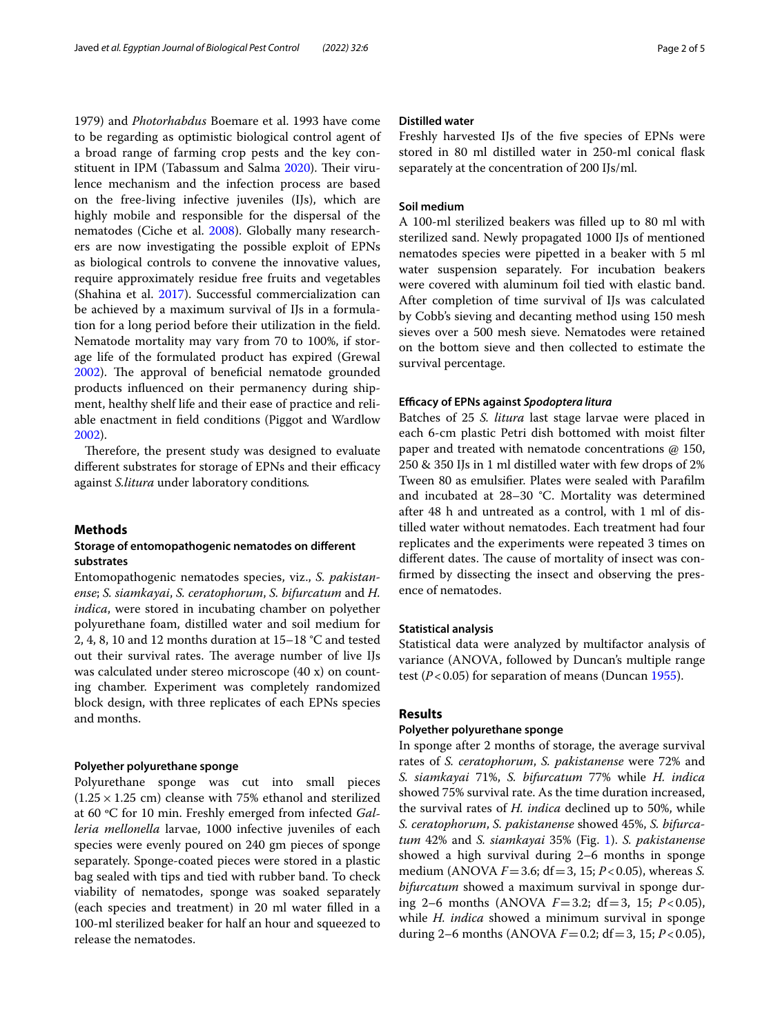1979) and *Photorhabdus* Boemare et al. 1993 have come to be regarding as optimistic biological control agent of a broad range of farming crop pests and the key constituent in IPM (Tabassum and Salma 2020). Their virulence mechanism and the infection process are based on the free-living infective juveniles (IJs), which are highly mobile and responsible for the dispersal of the nematodes (Ciche et al. 2008). Globally many researchers are now investigating the possible exploit of EPNs as biological controls to convene the innovative values, require approximately residue free fruits and vegetables (Shahina et al. 2017). Successful commercialization can be achieved by a maximum survival of IJs in a formulation for a long period before their utilization in the field. Nematode mortality may vary from 70 to 100%, if storage life of the formulated product has expired (Grewal 2002). The approval of beneficial nematode grounded products influenced on their permanency during shipment, healthy shelf life and their ease of practice and reliable enactment in field conditions (Piggot and Wardlow 2002).

Therefore, the present study was designed to evaluate different substrates for storage of EPNs and their efficacy against *S.litura* under laboratory conditions.

## Methods

### Storage of entomopathogenic nematodes on different substrates

Entomopathogenic nematodes species, viz., *S. pakistanense*; *S. siamkayai*, *S. ceratophorum*, *S. bifurcatum* and *H. indica*, were stored in incubating chamber on polyether polyurethane foam, distilled water and soil medium for 2, 4, 8, 10 and 12 months duration at 15–18 °C and tested out their survival rates. The average number of live IJs was calculated under stereo microscope (40 x) on counting chamber. Experiment was completely randomized block design, with three replicates of each EPNs species and months.

#### Polyether polyurethane sponge

Polyurethane sponge was cut into small pieces (1.25 × 1.25 cm) cleanse with 75% ethanol and sterilized at 60 °C for 10 min. Freshly emerged from infected *Galleria mellonella* larvae, 1000 infective juveniles of each species were evenly poured on 240 gm pieces of sponge separately. Sponge-coated pieces were stored in a plastic bag sealed with tips and tied with rubber band. To check viability of nematodes, sponge was soaked separately (each species and treatment) in 20 ml water filled in a 100-ml sterilized beaker for half an hour and squeezed to release the nematodes.

#### Distilled water

Freshly harvested IJs of the five species of EPNs were stored in 80 ml distilled water in 250-ml conical flask separately at the concentration of 200 IJs/ml.

#### Soil medium

A 100-ml sterilized beakers was filled up to 80 ml with sterilized sand. Newly propagated 1000 IJs of mentioned nematodes species were pipetted in a beaker with 5 ml water suspension separately. For incubation beakers were covered with aluminum foil tied with elastic band. After completion of time survival of IJs was calculated by Cobb's sieving and decanting method using 150 mesh sieves over a 500 mesh sieve. Nematodes were retained on the bottom sieve and then collected to estimate the survival percentage.

#### Efficacy of EPNs against *Spodoptera litura*

Batches of 25 *S. litura* last stage larvae were placed in each 6-cm plastic Petri dish bottomed with moist filter paper and treated with nematode concentrations @ 150, 250 & 350 IJs in 1 ml distilled water with few drops of 2% Tween 80 as emulsifier. Plates were sealed with Parafilm and incubated at 28–30 °C. Mortality was determined after 48 h and untreated as a control, with 1 ml of distilled water without nematodes. Each treatment had four replicates and the experiments were repeated 3 times on different dates. The cause of mortality of insect was confirmed by dissecting the insect and observing the presence of nematodes.

#### Statistical analysis

Statistical data were analyzed by multifactor analysis of variance (ANOVA, followed by Duncan's multiple range test ($P<0.05$) for separation of means (Duncan 1955).

## Results

### Polyether polyurethane sponge

In sponge after 2 months of storage, the average survival rates of *S. ceratophorum*, *S. pakistanense* were 72% and *S. siamkayai* 71%, *S. bifurcatum* 77% while *H. indica* showed 75% survival rate. As the time duration increased, the survival rates of *H. indica* declined up to 50%, while *S. ceratophorum*, *S. pakistanense* showed 45%, *S. bifurcatum* 42% and *S. siamkayai* 35% (Fig. 1). *S. pakistanense* showed a high survival during 2–6 months in sponge medium (ANOVA $F=3.6$; df $=3, 15$; $P<0.05$), whereas *S. bifurcatum* showed a maximum survival in sponge during 2–6 months (ANOVA $F=3.2$; df $=3, 15$; $P<0.05$), while *H. indica* showed a minimum survival in sponge during 2–6 months (ANOVA $F=0.2$; df $=3, 15$; $P<0.05$),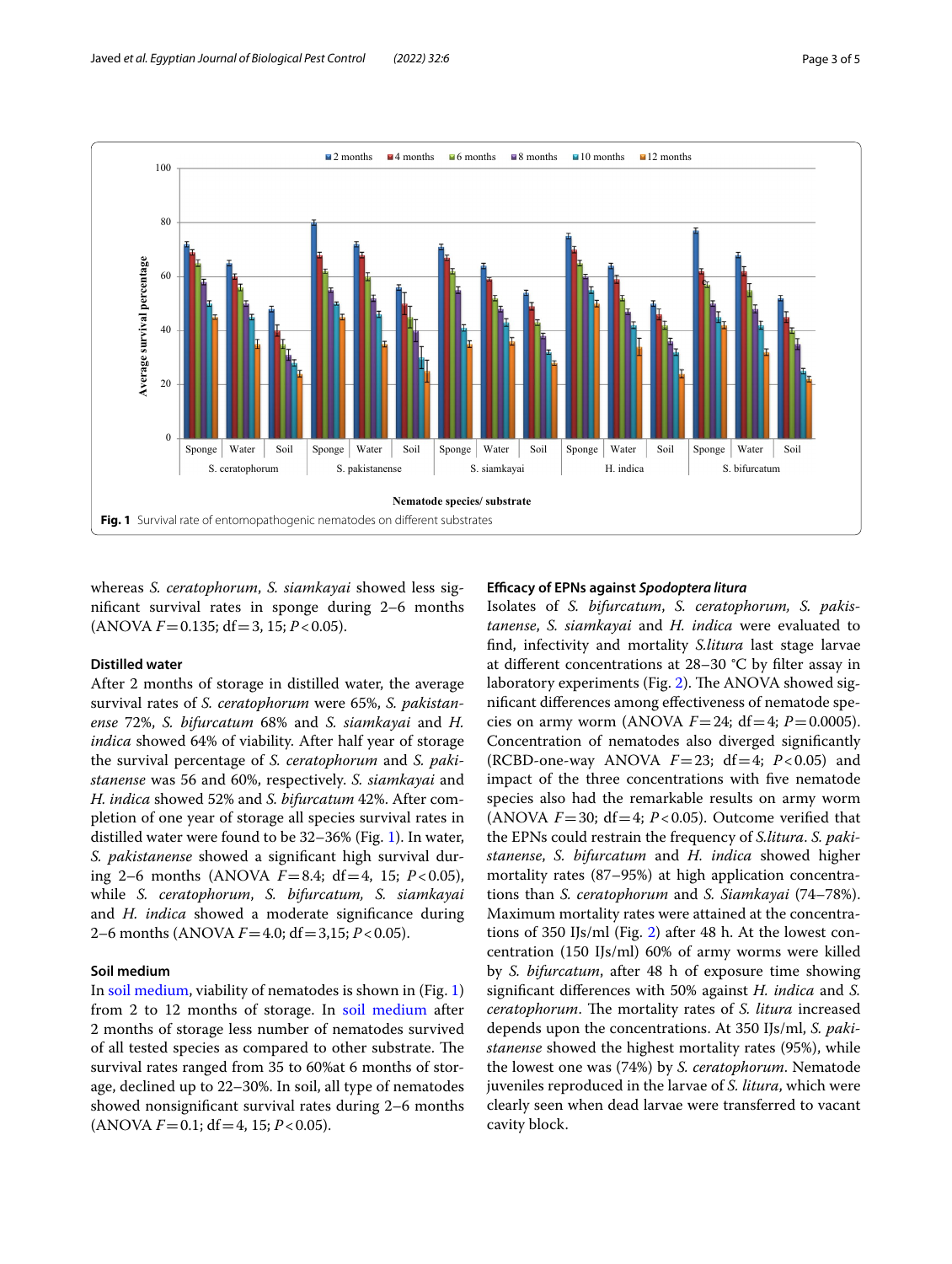Fig. 1 Survival rate of entomopathogenic nematodes on different substrates

whereas *S. ceratophorum*, *S. siamkayai* showed less significant survival rates in sponge during 2–6 months (ANOVA $F=0.135$; df $=3$, 15; $P<0.05$).

### Distilled water

After 2 months of storage in distilled water, the average survival rates of *S. ceratophorum* were 65%, *S. pakistanense* 72%, *S. bifurcatum* 68% and *S. siamkayai* and *H. indica* showed 64% of viability. After half year of storage the survival percentage of *S. ceratophorum* and *S. pakistanense* was 56 and 60%, respectively. *S. siamkayai* and *H. indica* showed 52% and *S. bifurcatum* 42%. After completion of one year of storage all species survival rates in distilled water were found to be 32–36% (Fig. 1). In water, *S. pakistanense* showed a significant high survival during 2–6 months (ANOVA $F=8.4$; df $=4$, 15; $P<0.05$), while *S. ceratophorum*, *S. bifurcatum, S. siamkayai* and *H. indica* showed a moderate significance during 2–6 months (ANOVA $F=4.0$; df $=3$,15; $P<0.05$).

### Soil medium

In soil medium, viability of nematodes is shown in (Fig. 1) from 2 to 12 months of storage. In soil medium after 2 months of storage less number of nematodes survived of all tested species as compared to other substrate. The survival rates ranged from 35 to 60%at 6 months of storage, declined up to 22–30%. In soil, all type of nematodes showed nonsignificant survival rates during 2–6 months (ANOVA $F=0.1$; df $=4$, 15; $P<0.05$).

### Efficacy of EPNs against *Spodoptera litura*

Isolates of *S. bifurcatum*, *S. ceratophorum, S. pakistanense*, *S. siamkayai* and *H. indica* were evaluated to find, infectivity and mortality *S.litura* last stage larvae at different concentrations at 28–30 °C by filter assay in laboratory experiments (Fig. 2). The ANOVA showed significant differences among effectiveness of nematode species on army worm (ANOVA $F=24$; df $=4$; $P=0.0005$). Concentration of nematodes also diverged significantly (RCBD-one-way ANOVA $F=23$; df $=4$; $P<0.05$) and impact of the three concentrations with five nematode species also had the remarkable results on army worm (ANOVA $F=30$; df $=4$; $P<0.05$). Outcome verified that the EPNs could restrain the frequency of *S.litura*. *S. pakistanense*, *S. bifurcatum* and *H. indica* showed higher mortality rates (87–95%) at high application concentrations than *S. ceratophorum* and *S. Siamkayai* (74–78%). Maximum mortality rates were attained at the concentrations of 350 IJs/ml (Fig. 2) after 48 h. At the lowest concentration (150 IJs/ml) 60% of army worms were killed by *S. bifurcatum*, after 48 h of exposure time showing significant differences with 50% against *H. indica* and *S. ceratophorum*. The mortality rates of *S. litura* increased depends upon the concentrations. At 350 IJs/ml, *S. pakistanense* showed the highest mortality rates (95%), while the lowest one was (74%) by *S. ceratophorum*. Nematode juveniles reproduced in the larvae of *S. litura*, which were clearly seen when dead larvae were transferred to vacant cavity block.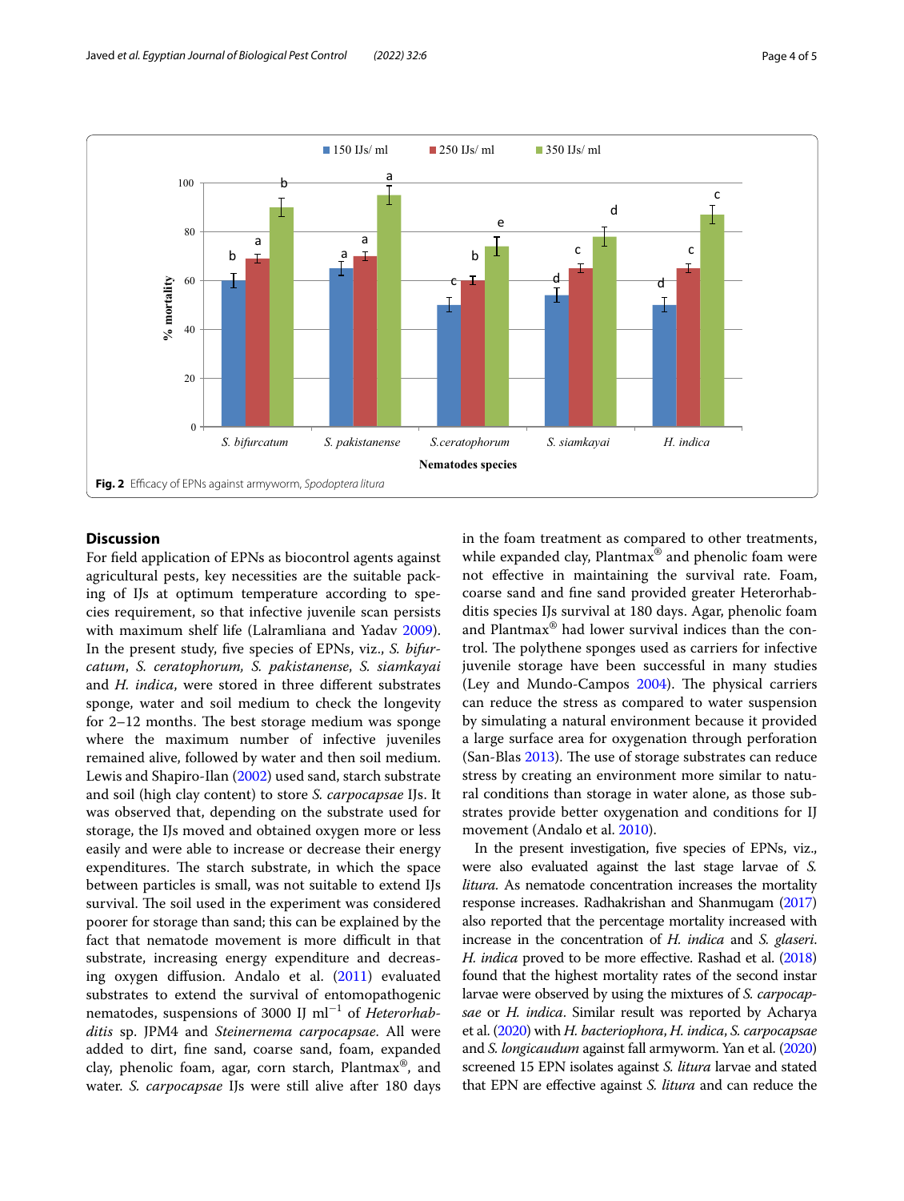Fig. 2 Efficacy of EPNs against armyworm, *Spodoptera litura*

## Discussion

For field application of EPNs as biocontrol agents against agricultural pests, key necessities are the suitable packing of IJs at optimum temperature according to species requirement, so that infective juvenile scan persists with maximum shelf life (Lalramliana and Yadav 2009). In the present study, five species of EPNs, viz., *S. bifurcatum*, *S. ceratophorum, S. pakistanense*, *S. siamkayai* and *H. indica*, were stored in three different substrates sponge, water and soil medium to check the longevity for 2–12 months. The best storage medium was sponge where the maximum number of infective juveniles remained alive, followed by water and then soil medium. Lewis and Shapiro-Ilan (2002) used sand, starch substrate and soil (high clay content) to store *S. carpocapsae* IJs. It was observed that, depending on the substrate used for storage, the IJs moved and obtained oxygen more or less easily and were able to increase or decrease their energy expenditures. The starch substrate, in which the space between particles is small, was not suitable to extend IJs survival. The soil used in the experiment was considered poorer for storage than sand; this can be explained by the fact that nematode movement is more difficult in that substrate, increasing energy expenditure and decreasing oxygen diffusion. Andalo et al. (2011) evaluated substrates to extend the survival of entomopathogenic nematodes, suspensions of 3000 IJ ml$^{-1}$ of *Heterorhabditis* sp. JPM4 and *Steinernema carpocapsae*. All were added to dirt, fine sand, coarse sand, foam, expanded clay, phenolic foam, agar, corn starch, Plantmax®, and water. *S. carpocapsae* IJs were still alive after 180 days in the foam treatment as compared to other treatments, while expanded clay, Plantmax® and phenolic foam were not effective in maintaining the survival rate. Foam, coarse sand and fine sand provided greater Heterorhabditis species IJs survival at 180 days. Agar, phenolic foam and Plantmax® had lower survival indices than the control. The polythene sponges used as carriers for infective juvenile storage have been successful in many studies (Ley and Mundo-Campos 2004). The physical carriers can reduce the stress as compared to water suspension by simulating a natural environment because it provided a large surface area for oxygenation through perforation (San-Blas 2013). The use of storage substrates can reduce stress by creating an environment more similar to natural conditions than storage in water alone, as those substrates provide better oxygenation and conditions for IJ movement (Andalo et al. 2010).

In the present investigation, five species of EPNs, viz., were also evaluated against the last stage larvae of *S. litura.* As nematode concentration increases the mortality response increases. Radhakrishan and Shanmugam (2017) also reported that the percentage mortality increased with increase in the concentration of *H. indica* and *S. glaseri*. *H. indica* proved to be more effective. Rashad et al. (2018) found that the highest mortality rates of the second instar larvae were observed by using the mixtures of *S. carpocapsae* or *H. indica*. Similar result was reported by Acharya et al. (2020) with *H. bacteriophora*, *H. indica*, *S. carpocapsae* and *S. longicaudum* against fall armyworm. Yan et al. (2020) screened 15 EPN isolates against *S. litura* larvae and stated that EPN are effective against *S. litura* and can reduce the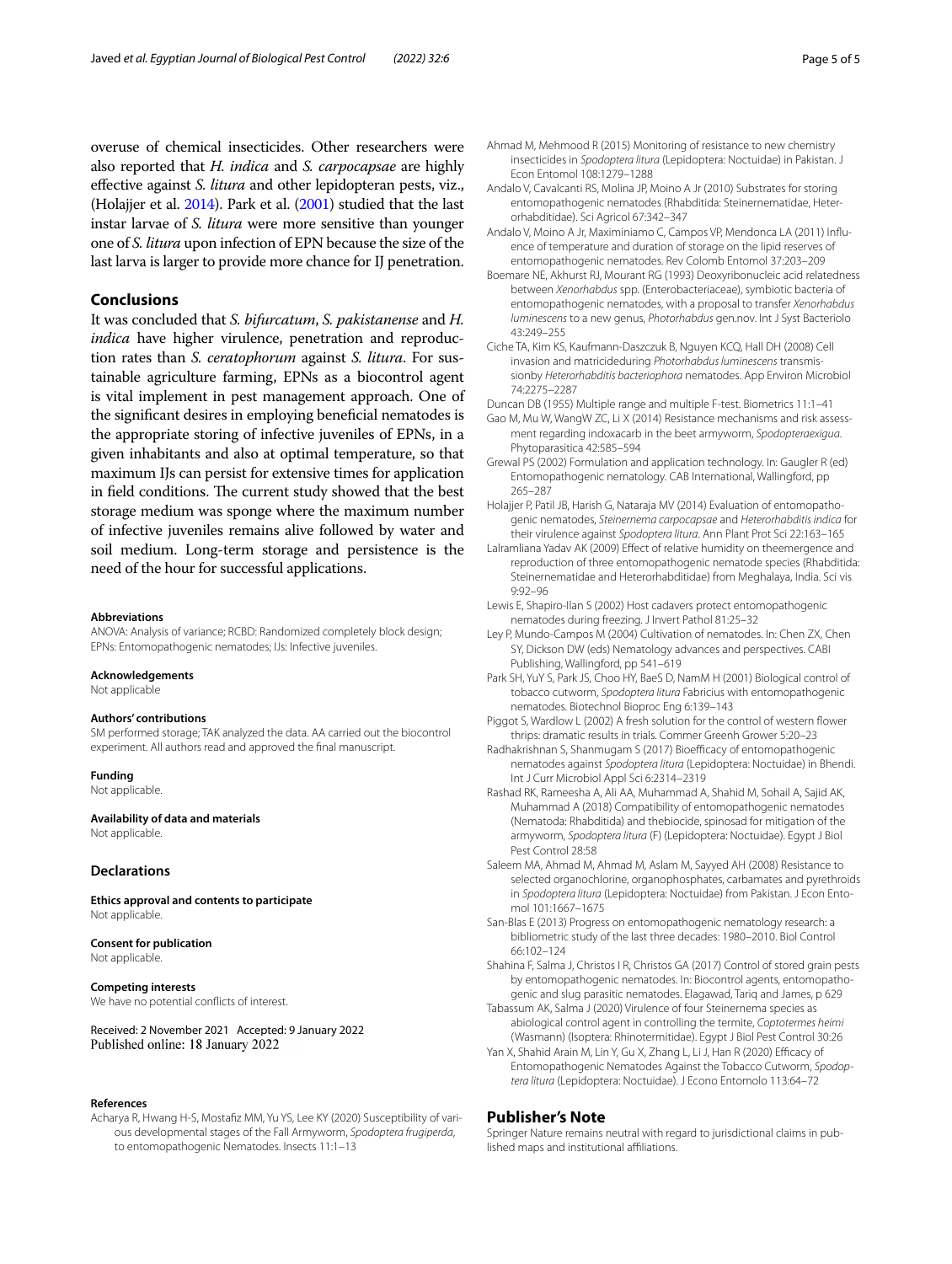overuse of chemical insecticides. Other researchers were also reported that *H. indica* and *S. carpocapsae* are highly effective against *S. litura* and other lepidopteran pests, viz., (Holajjer et al. 2014). Park et al. (2001) studied that the last instar larvae of *S. litura* were more sensitive than younger one of *S. litura* upon infection of EPN because the size of the last larva is larger to provide more chance for IJ penetration.

## Conclusions

It was concluded that *S. bifurcatum*, *S. pakistanense* and *H. indica* have higher virulence, penetration and reproduction rates than *S. ceratophorum* against *S. litura*. For sustainable agriculture farming, EPNs as a biocontrol agent is vital implement in pest management approach. One of the significant desires in employing beneficial nematodes is the appropriate storing of infective juveniles of EPNs, in a given inhabitants and also at optimal temperature, so that maximum IJs can persist for extensive times for application in field conditions. The current study showed that the best storage medium was sponge where the maximum number of infective juveniles remains alive followed by water and soil medium. Long-term storage and persistence is the need of the hour for successful applications.

#### Abbreviations

ANOVA: Analysis of variance; RCBD: Randomized completely block design; EPNs: Entomopathogenic nematodes; IJs: Infective juveniles.

#### Acknowledgements

Not applicable

#### Authors' contributions

SM performed storage; TAK analyzed the data. AA carried out the biocontrol experiment. All authors read and approved the final manuscript.

#### Funding

Not applicable.

#### Availability of data and materials

Not applicable.

### Declarations

#### Ethics approval and contents to participate

Not applicable.

#### Consent for publication

Not applicable.

#### Competing interests

We have no potential conflicts of interest.

Received: 2 November 2021 Accepted: 9 January 2022
Published online: 18 January 2022

#### References

Acharya R, Hwang H-S, Mostafiz MM, Yu YS, Lee KY (2020) Susceptibility of various developmental stages of the Fall Armyworm, *Spodoptera frugiperda*, to entomopathogenic Nematodes. Insects 11:1–13

Ahmad M, Mehmood R (2015) Monitoring of resistance to new chemistry insecticides in *Spodoptera litura* (Lepidoptera: Noctuidae) in Pakistan. J Econ Entomol 108:1279–1288

Andalo V, Cavalcanti RS, Molina JP, Moino A Jr (2010) Substrates for storing entomopathogenic nematodes (Rhabditida: Steinernematidae, Heterorhabditidae). Sci Agricol 67:342–347

Andalo V, Moino A Jr, Maximiniamo C, Campos VP, Mendonca LA (2011) Influence of temperature and duration of storage on the lipid reserves of entomopathogenic nematodes. Rev Colomb Entomol 37:203–209

Boemare NE, Akhurst RJ, Mourant RG (1993) Deoxyribonucleic acid relatedness between *Xenorhabdus* spp. (Enterobacteriaceae), symbiotic bacteria of entomopathogenic nematodes, with a proposal to transfer *Xenorhabdus luminescens* to a new genus, *Photorhabdus* gen.nov. Int J Syst Bacteriolo 43:249–255

Ciche TA, Kim KS, Kaufmann-Daszczuk B, Nguyen KCQ, Hall DH (2008) Cell invasion and matricideduring *Photorhabdus luminescens* transmissionby *Heterorhabditis bacteriophora* nematodes. App Environ Microbiol 74:2275–2287

Duncan DB (1955) Multiple range and multiple F-test. Biometrics 11:1–41

Gao M, Mu W, WangW ZC, Li X (2014) Resistance mechanisms and risk assessment regarding indoxacarb in the beet armyworm, *Spodopteraexigua*. Phytoparasitica 42:585–594

Grewal PS (2002) Formulation and application technology. In: Gaugler R (ed) Entomopathogenic nematology. CAB International, Wallingford, pp 265–287

Holajjer P, Patil JB, Harish G, Nataraja MV (2014) Evaluation of entomopathogenic nematodes, *Steinernema carpocapsae* and *Heterorhabditis indica* for their virulence against *Spodoptera litura*. Ann Plant Prot Sci 22:163–165

Lalramliana Yadav AK (2009) Effect of relative humidity on theemergence and reproduction of three entomopathogenic nematode species (Rhabditida: Steinernematidae and Heterorhabditidae) from Meghalaya, India. Sci vis 9:92–96

Lewis E, Shapiro-Ilan S (2002) Host cadavers protect entomopathogenic nematodes during freezing. J Invert Pathol 81:25–32

Ley P, Mundo-Campos M (2004) Cultivation of nematodes. In: Chen ZX, Chen SY, Dickson DW (eds) Nematology advances and perspectives. CABI Publishing, Wallingford, pp 541–619

Park SH, YuY S, Park JS, Choo HY, BaeS D, NamM H (2001) Biological control of tobacco cutworm, *Spodoptera litura* Fabricius with entomopathogenic nematodes. Biotechnol Bioproc Eng 6:139–143

Piggot S, Wardlow L (2002) A fresh solution for the control of western flower thrips: dramatic results in trials. Commer Greenh Grower 5:20–23

Radhakrishnan S, Shanmugam S (2017) Bioefficacy of entomopathogenic nematodes against *Spodoptera litura* (Lepidoptera: Noctuidae) in Bhendi. Int J Curr Microbiol Appl Sci 6:2314–2319

Rashad RK, Rameesha A, Ali AA, Muhammad A, Shahid M, Sohail A, Sajid AK, Muhammad A (2018) Compatibility of entomopathogenic nematodes (Nematoda: Rhabditida) and thebiocide, spinosad for mitigation of the armyworm, *Spodoptera litura* (F) (Lepidoptera: Noctuidae). Egypt J Biol Pest Control 28:58

Saleem MA, Ahmad M, Ahmad M, Aslam M, Sayyed AH (2008) Resistance to selected organochlorine, organophosphates, carbamates and pyrethroids in *Spodoptera litura* (Lepidoptera: Noctuidae) from Pakistan. J Econ Entomol 101:1667–1675

San-Blas E (2013) Progress on entomopathogenic nematology research: a bibliometric study of the last three decades: 1980–2010. Biol Control 66:102–124

Shahina F, Salma J, Christos I R, Christos GA (2017) Control of stored grain pests by entomopathogenic nematodes. In: Biocontrol agents, entomopathogenic and slug parasitic nematodes. Elagawad, Tariq and James, p 629

Tabassum AK, Salma J (2020) Virulence of four Steinernema species as abiological control agent in controlling the termite, *Coptotermes heimi* (Wasmann) (Isoptera: Rhinotermitidae). Egypt J Biol Pest Control 30:26

Yan X, Shahid Arain M, Lin Y, Gu X, Zhang L, Li J, Han R (2020) Efficacy of Entomopathogenic Nematodes Against the Tobacco Cutworm, *Spodoptera litura* (Lepidoptera: Noctuidae). J Econo Entomolo 113:64–72

## Publisher's Note

Springer Nature remains neutral with regard to jurisdictional claims in published maps and institutional affiliations.